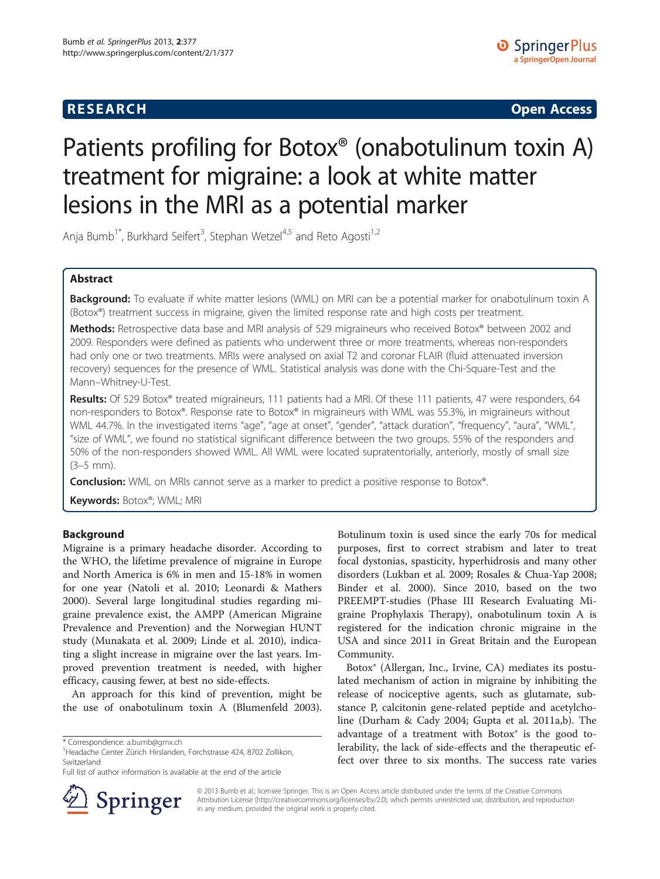**RESEARCH** **Open Access**

# Patients profiling for Botox® (onabotulinum toxin A) treatment for migraine: a look at white matter lesions in the MRI as a potential marker

Anja Bumb[1*], Burkhard Seifert[3], Stephan Wetzel[4,5] and Reto Agosti[1,2]

## Abstract

**Background:** To evaluate if white matter lesions (WML) on MRI can be a potential marker for onabotulinum toxin A (Botox®) treatment success in migraine, given the limited response rate and high costs per treatment.

**Methods:** Retrospective data base and MRI analysis of 529 migraineurs who received Botox® between 2002 and 2009. Responders were defined as patients who underwent three or more treatments, whereas non-responders had only one or two treatments. MRIs were analysed on axial T2 and coronar FLAIR (fluid attenuated inversion recovery) sequences for the presence of WML. Statistical analysis was done with the Chi-Square-Test and the Mann–Whitney-U-Test.

**Results:** Of 529 Botox® treated migraineurs, 111 patients had a MRI. Of these 111 patients, 47 were responders, 64 non-responders to Botox®. Response rate to Botox® in migraineurs with WML was 55.3%, in migraineurs without WML 44.7%. In the investigated items "age", "age at onset", "gender", "attack duration", "frequency", "aura", "WML", "size of WML", we found no statistical significant difference between the two groups. 55% of the responders and 50% of the non-responders showed WML. All WML were located supratentorially, anteriorly, mostly of small size (3–5 mm).

**Conclusion:** WML on MRIs cannot serve as a marker to predict a positive response to Botox®.

**Keywords:** Botox®; WML; MRI

## Background

Migraine is a primary headache disorder. According to the WHO, the lifetime prevalence of migraine in Europe and North America is 6% in men and 15-18% in women for one year (Natoli et al. 2010; Leonardi & Mathers 2000). Several large longitudinal studies regarding migraine prevalence exist, the AMPP (American Migraine Prevalence and Prevention) and the Norwegian HUNT study (Munakata et al. 2009; Linde et al. 2010), indicating a slight increase in migraine over the last years. Improved prevention treatment is needed, with higher efficacy, causing fewer, at best no side-effects.

An approach for this kind of prevention, might be the use of onabotulinum toxin A (Blumenfeld 2003). Botulinum toxin is used since the early 70s for medical purposes, first to correct strabism and later to treat focal dystonias, spasticity, hyperhidrosis and many other disorders (Lukban et al. 2009; Rosales & Chua-Yap 2008; Binder et al. 2000). Since 2010, based on the two PREEMPT-studies (Phase III Research Evaluating Migraine Prophylaxis Therapy), onabotulinum toxin A is registered for the indication chronic migraine in the USA and since 2011 in Great Britain and the European Community.

Botox® (Allergan, Inc., Irvine, CA) mediates its postulated mechanism of action in migraine by inhibiting the release of nociceptive agents, such as glutamate, substance P, calcitonin gene-related peptide and acetylcholine (Durham & Cady 2004; Gupta et al. 2011a,b). The advantage of a treatment with Botox® is the good tolerability, the lack of side-effects and the therapeutic effect over three to six months. The success rate varies

\* Correspondence: a.bumb@gmx.ch
[1]Headache Center Zürich Hirslanden, Forchstrasse 424, 8702 Zollikon, Switzerland
Full list of author information is available at the end of the article

© 2013 Bumb et al.; licensee Springer. This is an Open Access article distributed under the terms of the Creative Commons Attribution License (http://creativecommons.org/licenses/by/2.0), which permits unrestricted use, distribution, and reproduction in any medium, provided the original work is properly cited.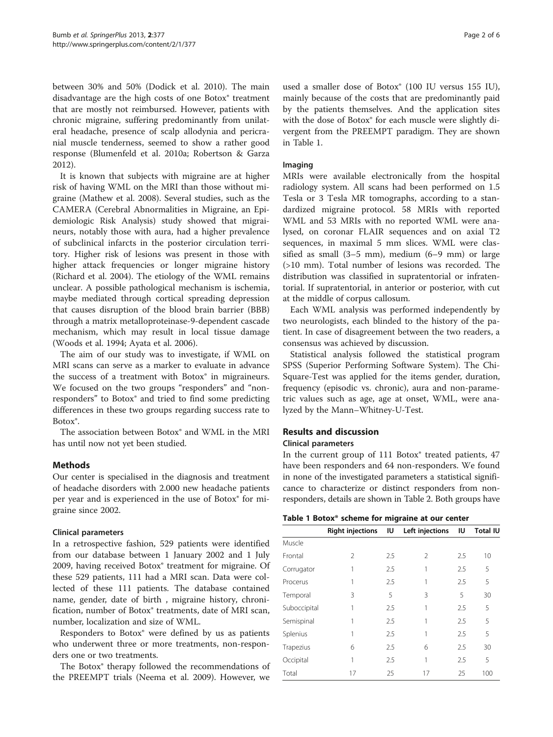between 30% and 50% (Dodick et al. 2010). The main disadvantage are the high costs of one Botox® treatment that are mostly not reimbursed. However, patients with chronic migraine, suffering predominantly from unilateral headache, presence of scalp allodynia and pericranial muscle tenderness, seemed to show a rather good response (Blumenfeld et al. 2010a; Robertson & Garza 2012).

It is known that subjects with migraine are at higher risk of having WML on the MRI than those without migraine (Mathew et al. 2008). Several studies, such as the CAMERA (Cerebral Abnormalities in Migraine, an Epidemiologic Risk Analysis) study showed that migraineurs, notably those with aura, had a higher prevalence of subclinical infarcts in the posterior circulation territory. Higher risk of lesions was present in those with higher attack frequencies or longer migraine history (Richard et al. 2004). The etiology of the WML remains unclear. A possible pathological mechanism is ischemia, maybe mediated through cortical spreading depression that causes disruption of the blood brain barrier (BBB) through a matrix metalloproteinase-9-dependent cascade mechanism, which may result in local tissue damage (Woods et al. 1994; Ayata et al. 2006).

The aim of our study was to investigate, if WML on MRI scans can serve as a marker to evaluate in advance the success of a treatment with Botox® in migraineurs. We focused on the two groups "responders" and "non-responders" to Botox® and tried to find some predicting differences in these two groups regarding success rate to Botox®.

The association between Botox® and WML in the MRI has until now not yet been studied.

## Methods

Our center is specialised in the diagnosis and treatment of headache disorders with 2.000 new headache patients per year and is experienced in the use of Botox® for migraine since 2002.

### Clinical parameters

In a retrospective fashion, 529 patients were identified from our database between 1 January 2002 and 1 July 2009, having received Botox® treatment for migraine. Of these 529 patients, 111 had a MRI scan. Data were collected of these 111 patients. The database contained name, gender, date of birth , migraine history, chronification, number of Botox® treatments, date of MRI scan, number, localization and size of WML.

Responders to Botox® were defined by us as patients who underwent three or more treatments, non-responders one or two treatments.

The Botox® therapy followed the recommendations of the PREEMPT trials (Neema et al. 2009). However, we used a smaller dose of Botox® (100 IU versus 155 IU), mainly because of the costs that are predominantly paid by the patients themselves. And the application sites with the dose of Botox® for each muscle were slightly divergent from the PREEMPT paradigm. They are shown in Table 1.

### Imaging

MRIs were available electronically from the hospital radiology system. All scans had been performed on 1.5 Tesla or 3 Tesla MR tomographs, according to a standardized migraine protocol. 58 MRIs with reported WML and 53 MRIs with no reported WML were analysed, on coronar FLAIR sequences and on axial T2 sequences, in maximal 5 mm slices. WML were classified as small (3–5 mm), medium (6–9 mm) or large (>10 mm). Total number of lesions was recorded. The distribution was classified in supratentorial or infratentorial. If supratentorial, in anterior or posterior, with cut at the middle of corpus callosum.

Each WML analysis was performed independently by two neurologists, each blinded to the history of the patient. In case of disagreement between the two readers, a consensus was achieved by discussion.

Statistical analysis followed the statistical program SPSS (Superior Performing Software System). The Chi-Square-Test was applied for the items gender, duration, frequency (episodic vs. chronic), aura and non-parametric values such as age, age at onset, WML, were analyzed by the Mann–Whitney-U-Test.

## Results and discussion

### Clinical parameters

In the current group of 111 Botox® treated patients, 47 have been responders and 64 non-responders. We found in none of the investigated parameters a statistical significance to characterize or distinct responders from non-responders, details are shown in Table 2. Both groups have

**Table 1 Botox® scheme for migraine at our center**

| | Right injections | IU | Left injections | IU | Total IU |
|---|---|---|---|---|---|
| Muscle | | | | | |
| Frontal | 2 | 2.5 | 2 | 2.5 | 10 |
| Corrugator | 1 | 2.5 | 1 | 2.5 | 5 |
| Procerus | 1 | 2.5 | 1 | 2.5 | 5 |
| Temporal | 3 | 5 | 3 | 5 | 30 |
| Suboccipital | 1 | 2.5 | 1 | 2.5 | 5 |
| Semispinal | 1 | 2.5 | 1 | 2.5 | 5 |
| Splenius | 1 | 2.5 | 1 | 2.5 | 5 |
| Trapezius | 6 | 2.5 | 6 | 2.5 | 30 |
| Occipital | 1 | 2.5 | 1 | 2.5 | 5 |
| Total | 17 | 25 | 17 | 25 | 100 |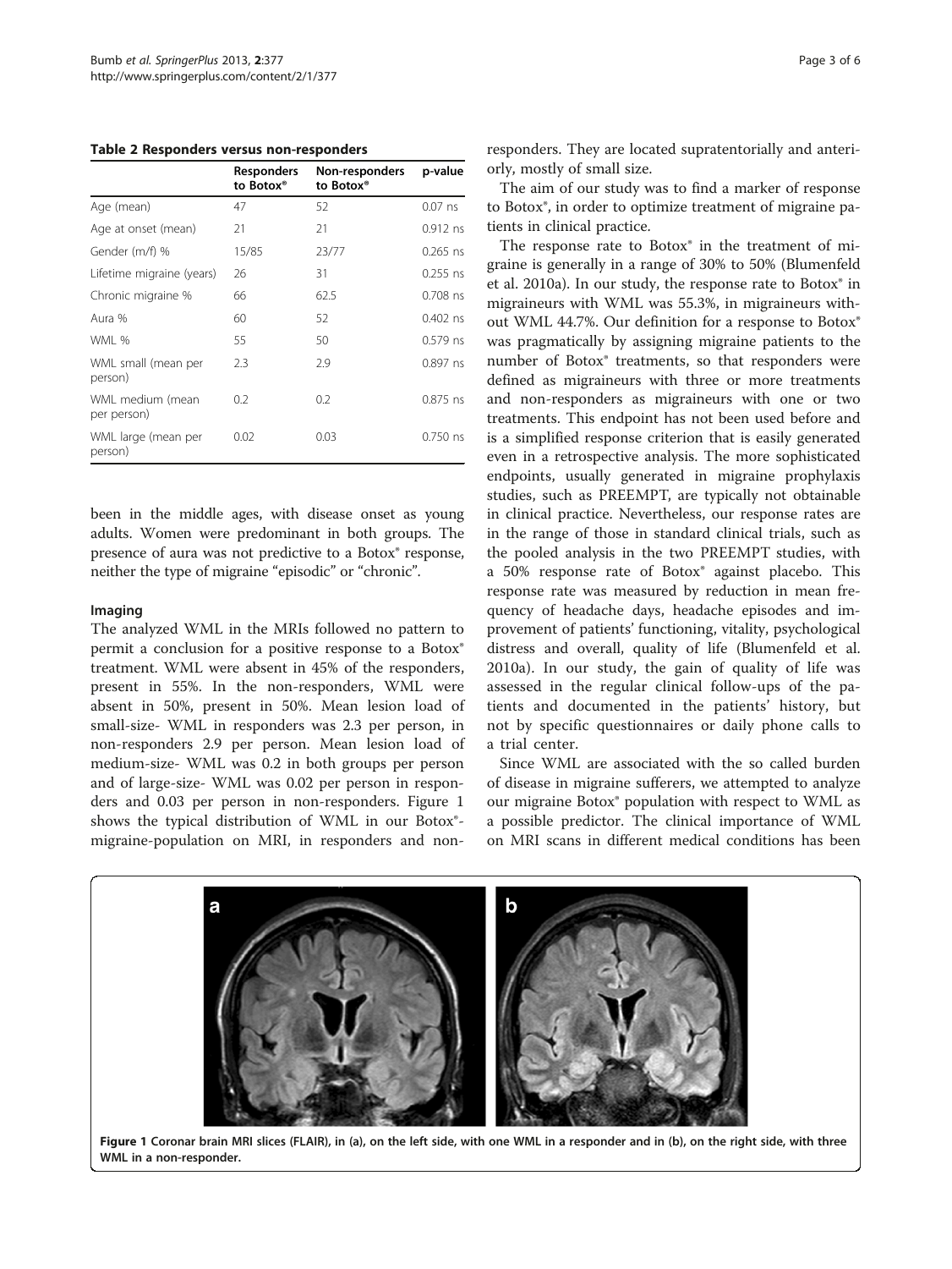**Table 2 Responders versus non-responders**

| | Responders to Botox® | Non-responders to Botox® | p-value |
|---|---|---|---|
| Age (mean) | 47 | 52 | 0.07 ns |
| Age at onset (mean) | 21 | 21 | 0.912 ns |
| Gender (m/f) % | 15/85 | 23/77 | 0.265 ns |
| Lifetime migraine (years) | 26 | 31 | 0.255 ns |
| Chronic migraine % | 66 | 62.5 | 0.708 ns |
| Aura % | 60 | 52 | 0.402 ns |
| WML % | 55 | 50 | 0.579 ns |
| WML small (mean per person) | 2.3 | 2.9 | 0.897 ns |
| WML medium (mean per person) | 0.2 | 0.2 | 0.875 ns |
| WML large (mean per person) | 0.02 | 0.03 | 0.750 ns |

been in the middle ages, with disease onset as young adults. Women were predominant in both groups. The presence of aura was not predictive to a Botox® response, neither the type of migraine "episodic" or "chronic".

### Imaging

The analyzed WML in the MRIs followed no pattern to permit a conclusion for a positive response to a Botox® treatment. WML were absent in 45% of the responders, present in 55%. In the non-responders, WML were absent in 50%, present in 50%. Mean lesion load of small-size- WML in responders was 2.3 per person, in non-responders 2.9 per person. Mean lesion load of medium-size- WML was 0.2 in both groups per person and of large-size- WML was 0.02 per person in responders and 0.03 per person in non-responders. Figure 1 shows the typical distribution of WML in our Botox®-migraine-population on MRI, in responders and non-responders. They are located supratentorially and anteriorly, mostly of small size.

The aim of our study was to find a marker of response to Botox®, in order to optimize treatment of migraine patients in clinical practice.

The response rate to Botox® in the treatment of migraine is generally in a range of 30% to 50% (Blumenfeld et al. 2010a). In our study, the response rate to Botox® in migraineurs with WML was 55.3%, in migraineurs without WML 44.7%. Our definition for a response to Botox® was pragmatically by assigning migraine patients to the number of Botox® treatments, so that responders were defined as migraineurs with three or more treatments and non-responders as migraineurs with one or two treatments. This endpoint has not been used before and is a simplified response criterion that is easily generated even in a retrospective analysis. The more sophisticated endpoints, usually generated in migraine prophylaxis studies, such as PREEMPT, are typically not obtainable in clinical practice. Nevertheless, our response rates are in the range of those in standard clinical trials, such as the pooled analysis in the two PREEMPT studies, with a 50% response rate of Botox® against placebo. This response rate was measured by reduction in mean frequency of headache days, headache episodes and improvement of patients' functioning, vitality, psychological distress and overall, quality of life (Blumenfeld et al. 2010a). In our study, the gain of quality of life was assessed in the regular clinical follow-ups of the patients and documented in the patients' history, but not by specific questionnaires or daily phone calls to a trial center.

Since WML are associated with the so called burden of disease in migraine sufferers, we attempted to analyze our migraine Botox® population with respect to WML as a possible predictor. The clinical importance of WML on MRI scans in different medical conditions has been

**Figure 1 Coronar brain MRI slices (FLAIR), in (a), on the left side, with one WML in a responder and in (b), on the right side, with three WML in a non-responder.**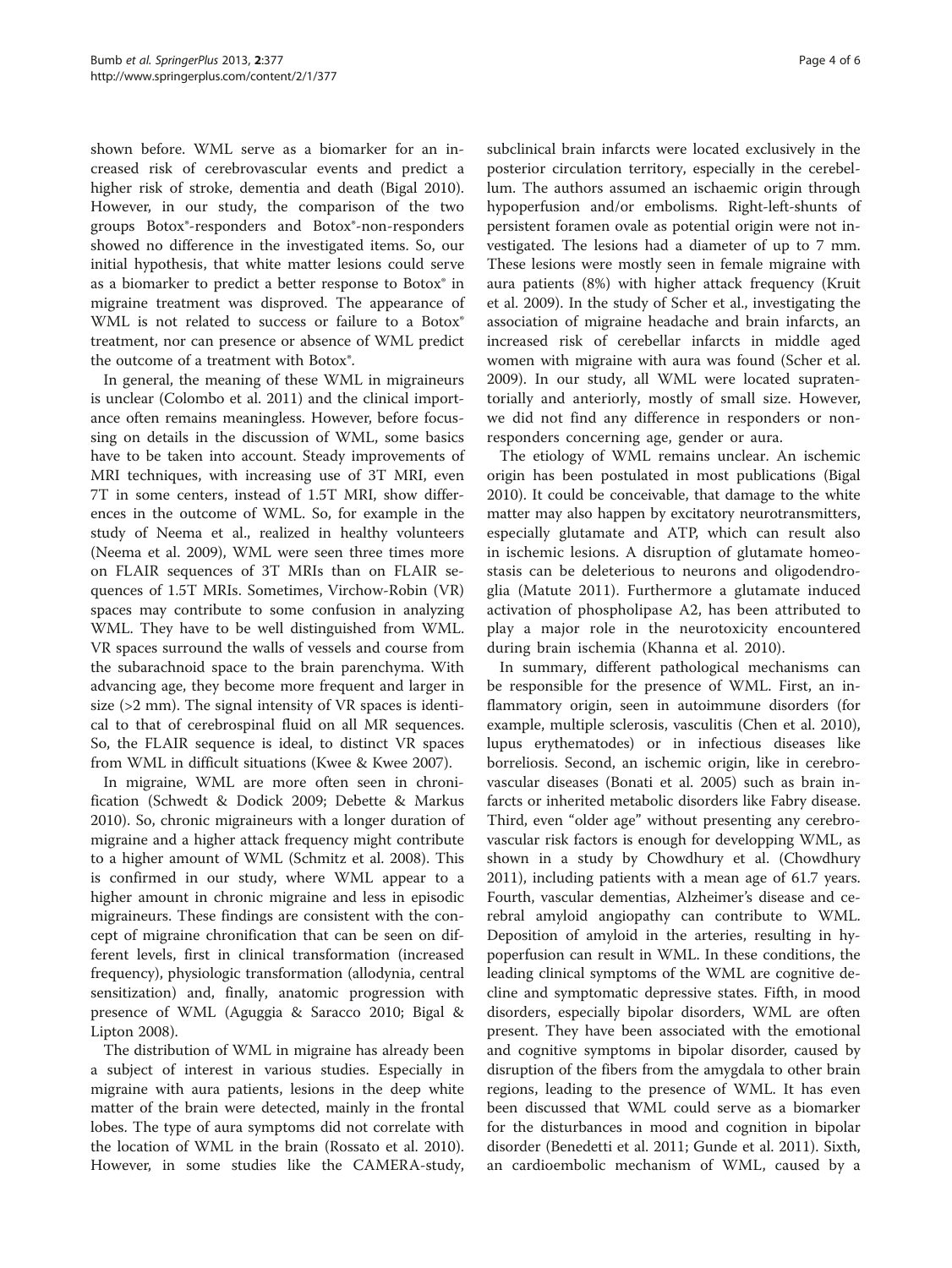shown before. WML serve as a biomarker for an increased risk of cerebrovascular events and predict a higher risk of stroke, dementia and death (Bigal 2010). However, in our study, the comparison of the two groups Botox®-responders and Botox®-non-responders showed no difference in the investigated items. So, our initial hypothesis, that white matter lesions could serve as a biomarker to predict a better response to Botox® in migraine treatment was disproved. The appearance of WML is not related to success or failure to a Botox® treatment, nor can presence or absence of WML predict the outcome of a treatment with Botox®.

In general, the meaning of these WML in migraineurs is unclear (Colombo et al. 2011) and the clinical importance often remains meaningless. However, before focussing on details in the discussion of WML, some basics have to be taken into account. Steady improvements of MRI techniques, with increasing use of 3T MRI, even 7T in some centers, instead of 1.5T MRI, show differences in the outcome of WML. So, for example in the study of Neema et al., realized in healthy volunteers (Neema et al. 2009), WML were seen three times more on FLAIR sequences of 3T MRIs than on FLAIR sequences of 1.5T MRIs. Sometimes, Virchow-Robin (VR) spaces may contribute to some confusion in analyzing WML. They have to be well distinguished from WML. VR spaces surround the walls of vessels and course from the subarachnoid space to the brain parenchyma. With advancing age, they become more frequent and larger in size (>2 mm). The signal intensity of VR spaces is identical to that of cerebrospinal fluid on all MR sequences. So, the FLAIR sequence is ideal, to distinct VR spaces from WML in difficult situations (Kwee & Kwee 2007).

In migraine, WML are more often seen in chronification (Schwedt & Dodick 2009; Debette & Markus 2010). So, chronic migraineurs with a longer duration of migraine and a higher attack frequency might contribute to a higher amount of WML (Schmitz et al. 2008). This is confirmed in our study, where WML appear to a higher amount in chronic migraine and less in episodic migraineurs. These findings are consistent with the concept of migraine chronification that can be seen on different levels, first in clinical transformation (increased frequency), physiologic transformation (allodynia, central sensitization) and, finally, anatomic progression with presence of WML (Aguggia & Saracco 2010; Bigal & Lipton 2008).

The distribution of WML in migraine has already been a subject of interest in various studies. Especially in migraine with aura patients, lesions in the deep white matter of the brain were detected, mainly in the frontal lobes. The type of aura symptoms did not correlate with the location of WML in the brain (Rossato et al. 2010). However, in some studies like the CAMERA-study, subclinical brain infarcts were located exclusively in the posterior circulation territory, especially in the cerebellum. The authors assumed an ischaemic origin through hypoperfusion and/or embolisms. Right-left-shunts of persistent foramen ovale as potential origin were not investigated. The lesions had a diameter of up to 7 mm. These lesions were mostly seen in female migraine with aura patients (8%) with higher attack frequency (Kruit et al. 2009). In the study of Scher et al., investigating the association of migraine headache and brain infarcts, an increased risk of cerebellar infarcts in middle aged women with migraine with aura was found (Scher et al. 2009). In our study, all WML were located supratentorially and anteriorly, mostly of small size. However, we did not find any difference in responders or non-responders concerning age, gender or aura.

The etiology of WML remains unclear. An ischemic origin has been postulated in most publications (Bigal 2010). It could be conceivable, that damage to the white matter may also happen by excitatory neurotransmitters, especially glutamate and ATP, which can result also in ischemic lesions. A disruption of glutamate homeostasis can be deleterious to neurons and oligodendroglia (Matute 2011). Furthermore a glutamate induced activation of phospholipase A2, has been attributed to play a major role in the neurotoxicity encountered during brain ischemia (Khanna et al. 2010).

In summary, different pathological mechanisms can be responsible for the presence of WML. First, an inflammatory origin, seen in autoimmune disorders (for example, multiple sclerosis, vasculitis (Chen et al. 2010), lupus erythematodes) or in infectious diseases like borreliosis. Second, an ischemic origin, like in cerebrovascular diseases (Bonati et al. 2005) such as brain infarcts or inherited metabolic disorders like Fabry disease. Third, even "older age" without presenting any cerebrovascular risk factors is enough for developping WML, as shown in a study by Chowdhury et al. (Chowdhury 2011), including patients with a mean age of 61.7 years. Fourth, vascular dementias, Alzheimer's disease and cerebral amyloid angiopathy can contribute to WML. Deposition of amyloid in the arteries, resulting in hypoperfusion can result in WML. In these conditions, the leading clinical symptoms of the WML are cognitive decline and symptomatic depressive states. Fifth, in mood disorders, especially bipolar disorders, WML are often present. They have been associated with the emotional and cognitive symptoms in bipolar disorder, caused by disruption of the fibers from the amygdala to other brain regions, leading to the presence of WML. It has even been discussed that WML could serve as a biomarker for the disturbances in mood and cognition in bipolar disorder (Benedetti et al. 2011; Gunde et al. 2011). Sixth, an cardioembolic mechanism of WML, caused by a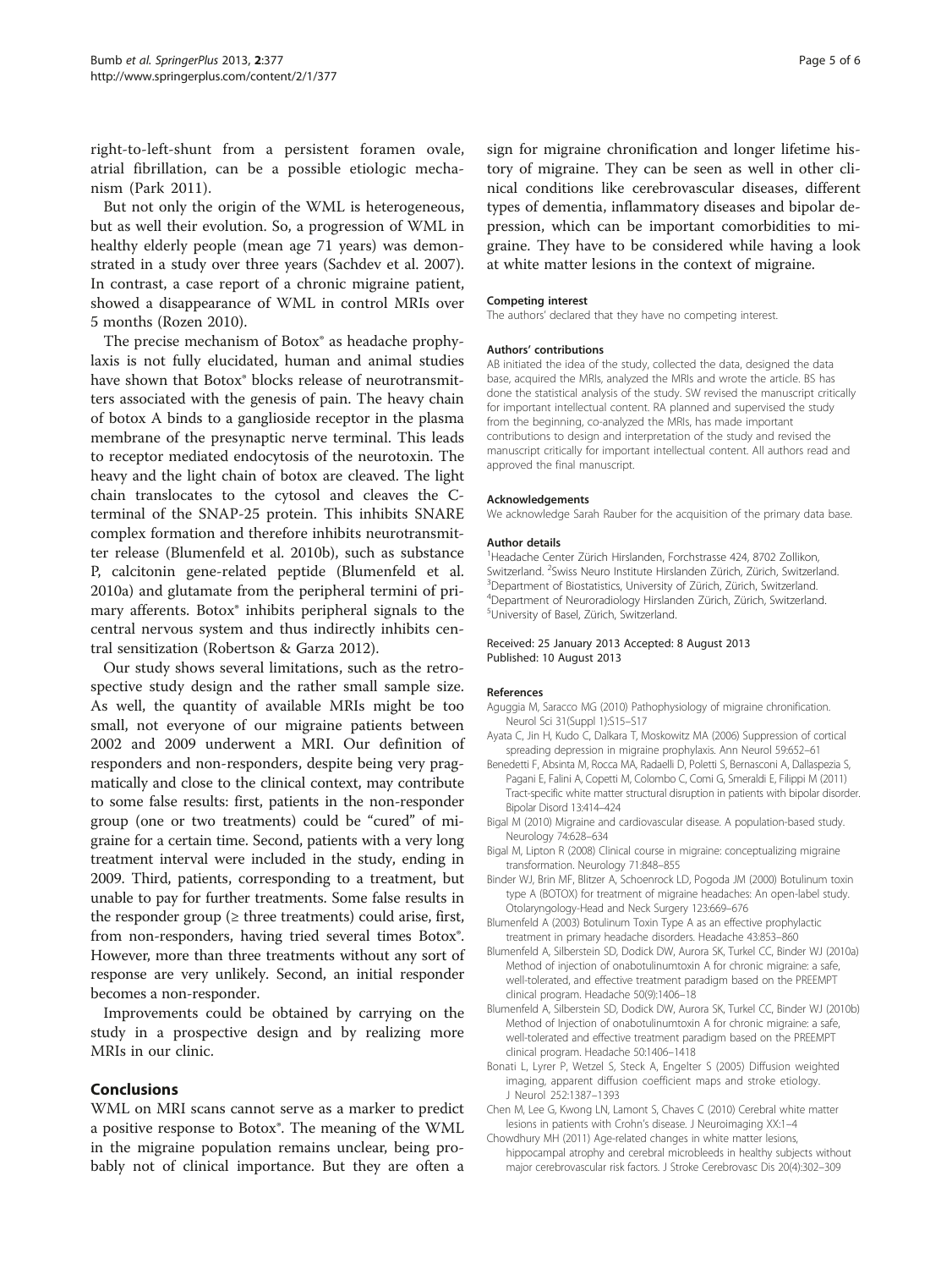right-to-left-shunt from a persistent foramen ovale, atrial fibrillation, can be a possible etiologic mechanism (Park 2011).

But not only the origin of the WML is heterogeneous, but as well their evolution. So, a progression of WML in healthy elderly people (mean age 71 years) was demonstrated in a study over three years (Sachdev et al. 2007). In contrast, a case report of a chronic migraine patient, showed a disappearance of WML in control MRIs over 5 months (Rozen 2010).

The precise mechanism of Botox® as headache prophylaxis is not fully elucidated, human and animal studies have shown that Botox® blocks release of neurotransmitters associated with the genesis of pain. The heavy chain of botox A binds to a ganglioside receptor in the plasma membrane of the presynaptic nerve terminal. This leads to receptor mediated endocytosis of the neurotoxin. The heavy and the light chain of botox are cleaved. The light chain translocates to the cytosol and cleaves the C-terminal of the SNAP-25 protein. This inhibits SNARE complex formation and therefore inhibits neurotransmitter release (Blumenfeld et al. 2010b), such as substance P, calcitonin gene-related peptide (Blumenfeld et al. 2010a) and glutamate from the peripheral termini of primary afferents. Botox® inhibits peripheral signals to the central nervous system and thus indirectly inhibits central sensitization (Robertson & Garza 2012).

Our study shows several limitations, such as the retrospective study design and the rather small sample size. As well, the quantity of available MRIs might be too small, not everyone of our migraine patients between 2002 and 2009 underwent a MRI. Our definition of responders and non-responders, despite being very pragmatically and close to the clinical context, may contribute to some false results: first, patients in the non-responder group (one or two treatments) could be "cured" of migraine for a certain time. Second, patients with a very long treatment interval were included in the study, ending in 2009. Third, patients, corresponding to a treatment, but unable to pay for further treatments. Some false results in the responder group (≥ three treatments) could arise, first, from non-responders, having tried several times Botox®. However, more than three treatments without any sort of response are very unlikely. Second, an initial responder becomes a non-responder.

Improvements could be obtained by carrying on the study in a prospective design and by realizing more MRIs in our clinic.

## Conclusions

WML on MRI scans cannot serve as a marker to predict a positive response to Botox®. The meaning of the WML in the migraine population remains unclear, being probably not of clinical importance. But they are often a sign for migraine chronification and longer lifetime history of migraine. They can be seen as well in other clinical conditions like cerebrovascular diseases, different types of dementia, inflammatory diseases and bipolar depression, which can be important comorbidities to migraine. They have to be considered while having a look at white matter lesions in the context of migraine.

#### Competing interest

The authors' declared that they have no competing interest.

#### Authors' contributions

AB initiated the idea of the study, collected the data, designed the data base, acquired the MRIs, analyzed the MRIs and wrote the article. BS has done the statistical analysis of the study. SW revised the manuscript critically for important intellectual content. RA planned and supervised the study from the beginning, co-analyzed the MRIs, has made important contributions to design and interpretation of the study and revised the manuscript critically for important intellectual content. All authors read and approved the final manuscript.

#### Acknowledgements

We acknowledge Sarah Rauber for the acquisition of the primary data base.

#### Author details

[1]Headache Center Zürich Hirslanden, Forchstrasse 424, 8702 Zollikon, Switzerland. [2]Swiss Neuro Institute Hirslanden Zürich, Zürich, Switzerland. [3]Department of Biostatistics, University of Zürich, Zürich, Switzerland. [4]Department of Neuroradiology Hirslanden Zürich, Zürich, Switzerland. [5]University of Basel, Zürich, Switzerland.

Received: 25 January 2013 Accepted: 8 August 2013
Published: 10 August 2013

#### References

Aguggia M, Saracco MG (2010) Pathophysiology of migraine chronification. Neurol Sci 31(Suppl 1):S15–S17

Ayata C, Jin H, Kudo C, Dalkara T, Moskowitz MA (2006) Suppression of cortical spreading depression in migraine prophylaxis. Ann Neurol 59:652–61

Benedetti F, Absinta M, Rocca MA, Radaelli D, Poletti S, Bernasconi A, Dallaspezia S, Pagani E, Falini A, Copetti M, Colombo C, Comi G, Smeraldi E, Filippi M (2011) Tract-specific white matter structural disruption in patients with bipolar disorder. Bipolar Disord 13:414–424

Bigal M (2010) Migraine and cardiovascular disease. A population-based study. Neurology 74:628–634

Bigal M, Lipton R (2008) Clinical course in migraine: conceptualizing migraine transformation. Neurology 71:848–855

Binder WJ, Brin MF, Blitzer A, Schoenrock LD, Pogoda JM (2000) Botulinum toxin type A (BOTOX) for treatment of migraine headaches: An open-label study. Otolaryngology-Head and Neck Surgery 123:669–676

Blumenfeld A (2003) Botulinum Toxin Type A as an effective prophylactic treatment in primary headache disorders. Headache 43:853–860

Blumenfeld A, Silberstein SD, Dodick DW, Aurora SK, Turkel CC, Binder WJ (2010a) Method of injection of onabotulinumtoxin A for chronic migraine: a safe, well-tolerated, and effective treatment paradigm based on the PREEMPT clinical program. Headache 50(9):1406–18

Blumenfeld A, Silberstein SD, Dodick DW, Aurora SK, Turkel CC, Binder WJ (2010b) Method of Injection of onabotulinumtoxin A for chronic migraine: a safe, well-tolerated and effective treatment paradigm based on the PREEMPT clinical program. Headache 50:1406–1418

Bonati L, Lyrer P, Wetzel S, Steck A, Engelter S (2005) Diffusion weighted imaging, apparent diffusion coefficient maps and stroke etiology. J Neurol 252:1387–1393

Chen M, Lee G, Kwong LN, Lamont S, Chaves C (2010) Cerebral white matter lesions in patients with Crohn's disease. J Neuroimaging XX:1–4

Chowdhury MH (2011) Age-related changes in white matter lesions, hippocampal atrophy and cerebral microbleeds in healthy subjects without major cerebrovascular risk factors. J Stroke Cerebrovasc Dis 20(4):302–309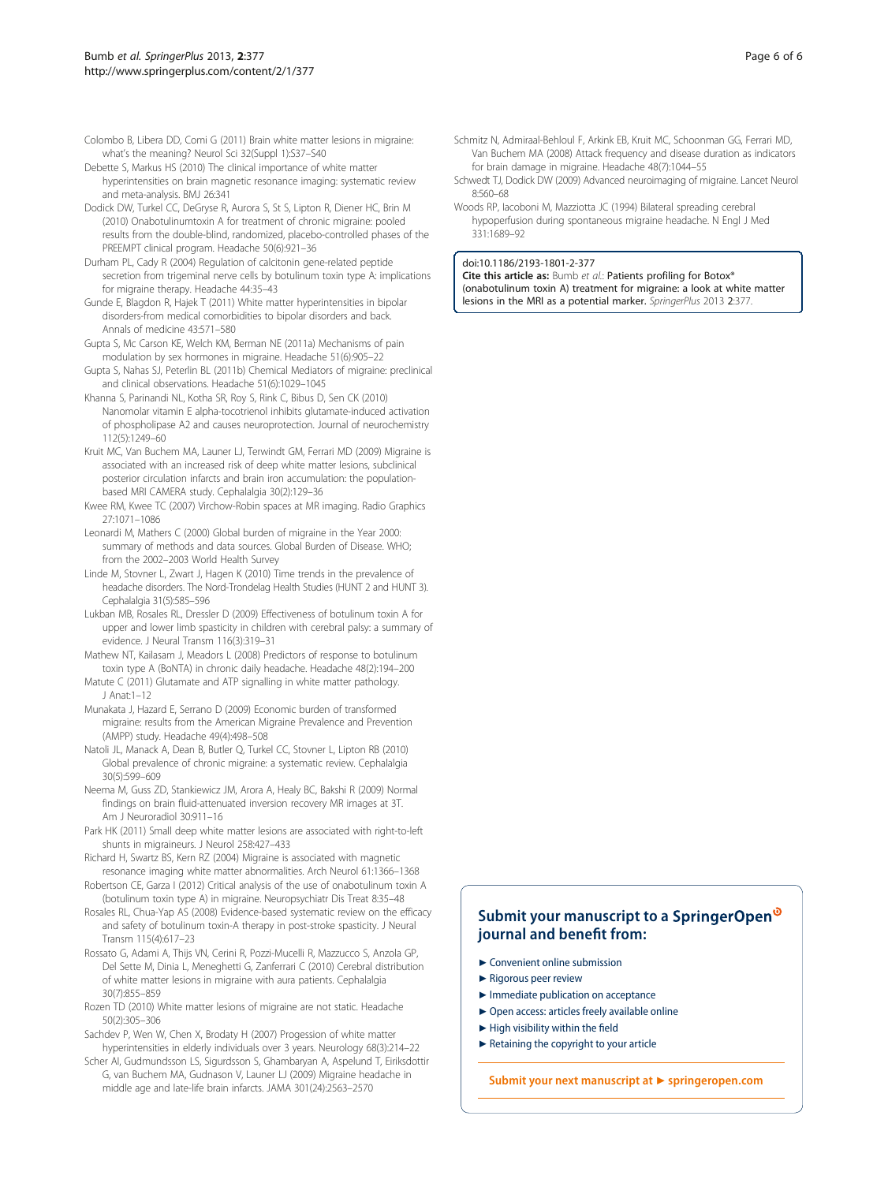Colombo B, Libera DD, Comi G (2011) Brain white matter lesions in migraine: what's the meaning? Neurol Sci 32(Suppl 1):S37–S40

Debette S, Markus HS (2010) The clinical importance of white matter hyperintensities on brain magnetic resonance imaging: systematic review and meta-analysis. BMJ 26:341

Dodick DW, Turkel CC, DeGryse R, Aurora S, St S, Lipton R, Diener HC, Brin M (2010) Onabotulinumtoxin A for treatment of chronic migraine: pooled results from the double-blind, randomized, placebo-controlled phases of the PREEMPT clinical program. Headache 50(6):921–36

Durham PL, Cady R (2004) Regulation of calcitonin gene-related peptide secretion from trigeminal nerve cells by botulinum toxin type A: implications for migraine therapy. Headache 44:35–43

Gunde E, Blagdon R, Hajek T (2011) White matter hyperintensities in bipolar disorders-from medical comorbidities to bipolar disorders and back. Annals of medicine 43:571–580

Gupta S, Mc Carson KE, Welch KM, Berman NE (2011a) Mechanisms of pain modulation by sex hormones in migraine. Headache 51(6):905–22

Gupta S, Nahas SJ, Peterlin BL (2011b) Chemical Mediators of migraine: preclinical and clinical observations. Headache 51(6):1029–1045

Khanna S, Parinandi NL, Kotha SR, Roy S, Rink C, Bibus D, Sen CK (2010) Nanomolar vitamin E alpha-tocotrienol inhibits glutamate-induced activation of phospholipase A2 and causes neuroprotection. Journal of neurochemistry 112(5):1249–60

Kruit MC, Van Buchem MA, Launer LJ, Terwindt GM, Ferrari MD (2009) Migraine is associated with an increased risk of deep white matter lesions, subclinical posterior circulation infarcts and brain iron accumulation: the population-based MRI CAMERA study. Cephalalgia 30(2):129–36

Kwee RM, Kwee TC (2007) Virchow-Robin spaces at MR imaging. Radio Graphics 27:1071–1086

Leonardi M, Mathers C (2000) Global burden of migraine in the Year 2000: summary of methods and data sources. Global Burden of Disease. WHO; from the 2002–2003 World Health Survey

Linde M, Stovner L, Zwart J, Hagen K (2010) Time trends in the prevalence of headache disorders. The Nord-Trondelag Health Studies (HUNT 2 and HUNT 3). Cephalalgia 31(5):585–596

Lukban MB, Rosales RL, Dressler D (2009) Effectiveness of botulinum toxin A for upper and lower limb spasticity in children with cerebral palsy: a summary of evidence. J Neural Transm 116(3):319–31

Mathew NT, Kailasam J, Meadors L (2008) Predictors of response to botulinum toxin type A (BoNTA) in chronic daily headache. Headache 48(2):194–200

Matute C (2011) Glutamate and ATP signalling in white matter pathology. J Anat:1–12

Munakata J, Hazard E, Serrano D (2009) Economic burden of transformed migraine: results from the American Migraine Prevalence and Prevention (AMPP) study. Headache 49(4):498–508

Natoli JL, Manack A, Dean B, Butler Q, Turkel CC, Stovner L, Lipton RB (2010) Global prevalence of chronic migraine: a systematic review. Cephalalgia 30(5):599–609

Neema M, Guss ZD, Stankiewicz JM, Arora A, Healy BC, Bakshi R (2009) Normal findings on brain fluid-attenuated inversion recovery MR images at 3T. Am J Neuroradiol 30:911–16

Park HK (2011) Small deep white matter lesions are associated with right-to-left shunts in migraineurs. J Neurol 258:427–433

Richard H, Swartz BS, Kern RZ (2004) Migraine is associated with magnetic resonance imaging white matter abnormalities. Arch Neurol 61:1366–1368

Robertson CE, Garza I (2012) Critical analysis of the use of onabotulinum toxin A (botulinum toxin type A) in migraine. Neuropsychiatr Dis Treat 8:35–48

Rosales RL, Chua-Yap AS (2008) Evidence-based systematic review on the efficacy and safety of botulinum toxin-A therapy in post-stroke spasticity. J Neural Transm 115(4):617–23

Rossato G, Adami A, Thijs VN, Cerini R, Pozzi-Mucelli R, Mazzucco S, Anzola GP, Del Sette M, Dinia L, Meneghetti G, Zanferrari C (2010) Cerebral distribution of white matter lesions in migraine with aura patients. Cephalalgia 30(7):855–859

Rozen TD (2010) White matter lesions of migraine are not static. Headache 50(2):305–306

Sachdev P, Wen W, Chen X, Brodaty H (2007) Progession of white matter hyperintensities in elderly individuals over 3 years. Neurology 68(3):214–22

Scher AI, Gudmundsson LS, Sigurdsson S, Ghambaryan A, Aspelund T, Eiriksdottir G, van Buchem MA, Gudnason V, Launer LJ (2009) Migraine headache in middle age and late-life brain infarcts. JAMA 301(24):2563–2570

Schmitz N, Admiraal-Behloul F, Arkink EB, Kruit MC, Schoonman GG, Ferrari MD, Van Buchem MA (2008) Attack frequency and disease duration as indicators for brain damage in migraine. Headache 48(7):1044–55

Schwedt TJ, Dodick DW (2009) Advanced neuroimaging of migraine. Lancet Neurol 8:560–68

Woods RP, Iacoboni M, Mazziotta JC (1994) Bilateral spreading cerebral hypoperfusion during spontaneous migraine headache. N Engl J Med 331:1689–92

doi:10.1186/2193-1801-2-377
**Cite this article as:** Bumb *et al.*: Patients profiling for Botox® (onabotulinum toxin A) treatment for migraine: a look at white matter lesions in the MRI as a potential marker. *SpringerPlus* 2013 **2**:377.

**Submit your manuscript to a SpringerOpen journal and benefit from:**

- ► Convenient online submission
- ► Rigorous peer review
- ► Immediate publication on acceptance
- ► Open access: articles freely available online
- ► High visibility within the field
- ► Retaining the copyright to your article

**Submit your next manuscript at ► springeropen.com**